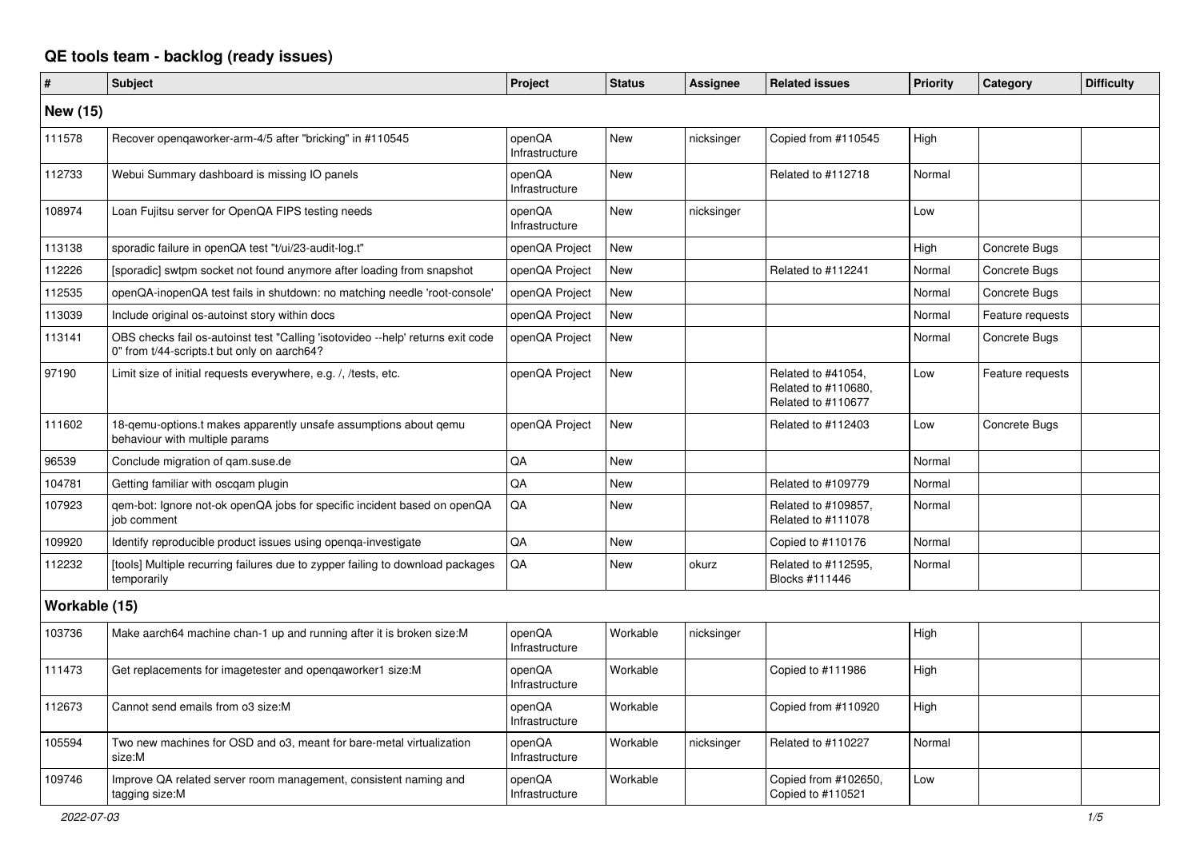# QE tools team - backlog (ready issues)

| # | Subject | Project | Status | Assignee | Related issues | Priority | Category | Difficulty |
|---|---|---|---|---|---|---|---|---|
| **New (15)** | | | | | | | | |
| 111578 | Recover openqaworker-arm-4/5 after "bricking" in #110545 | openQA Infrastructure | New | nicksinger | Copied from #110545 | High | | |
| 112733 | Webui Summary dashboard is missing IO panels | openQA Infrastructure | New | | Related to #112718 | Normal | | |
| 108974 | Loan Fujitsu server for OpenQA FIPS testing needs | openQA Infrastructure | New | nicksinger | | Low | | |
| 113138 | sporadic failure in openQA test "t/ui/23-audit-log.t" | openQA Project | New | | | High | Concrete Bugs | |
| 112226 | [sporadic] swtpm socket not found anymore after loading from snapshot | openQA Project | New | | Related to #112241 | Normal | Concrete Bugs | |
| 112535 | openQA-inopenQA test fails in shutdown: no matching needle 'root-console' | openQA Project | New | | | Normal | Concrete Bugs | |
| 113039 | Include original os-autoinst story within docs | openQA Project | New | | | Normal | Feature requests | |
| 113141 | OBS checks fail os-autoinst test "Calling 'isotovideo --help' returns exit code 0" from t/44-scripts.t but only on aarch64? | openQA Project | New | | | Normal | Concrete Bugs | |
| 97190 | Limit size of initial requests everywhere, e.g. /, /tests, etc. | openQA Project | New | | Related to #41054, Related to #110680, Related to #110677 | Low | Feature requests | |
| 111602 | 18-qemu-options.t makes apparently unsafe assumptions about qemu behaviour with multiple params | openQA Project | New | | Related to #112403 | Low | Concrete Bugs | |
| 96539 | Conclude migration of qam.suse.de | QA | New | | | Normal | | |
| 104781 | Getting familiar with oscqam plugin | QA | New | | Related to #109779 | Normal | | |
| 107923 | qem-bot: Ignore not-ok openQA jobs for specific incident based on openQA job comment | QA | New | | Related to #109857, Related to #111078 | Normal | | |
| 109920 | Identify reproducible product issues using openqa-investigate | QA | New | | Copied to #110176 | Normal | | |
| 112232 | [tools] Multiple recurring failures due to zypper failing to download packages temporarily | QA | New | okurz | Related to #112595, Blocks #111446 | Normal | | |
| **Workable (15)** | | | | | | | | |
| 103736 | Make aarch64 machine chan-1 up and running after it is broken size:M | openQA Infrastructure | Workable | nicksinger | | High | | |
| 111473 | Get replacements for imagetester and openqaworker1 size:M | openQA Infrastructure | Workable | | Copied to #111986 | High | | |
| 112673 | Cannot send emails from o3 size:M | openQA Infrastructure | Workable | | Copied from #110920 | High | | |
| 105594 | Two new machines for OSD and o3, meant for bare-metal virtualization size:M | openQA Infrastructure | Workable | nicksinger | Related to #110227 | Normal | | |
| 109746 | Improve QA related server room management, consistent naming and tagging size:M | openQA Infrastructure | Workable | | Copied from #102650, Copied to #110521 | Low | | |

*2022-07-03*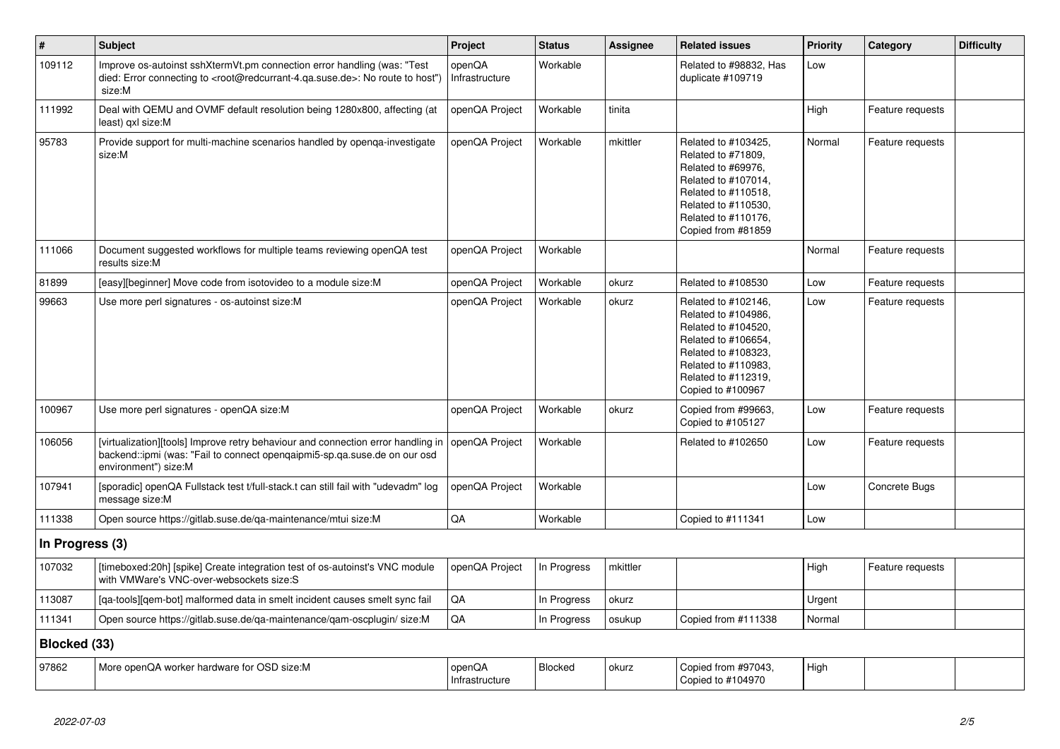| # | Subject | Project | Status | Assignee | Related issues | Priority | Category | Difficulty |
|---|---|---|---|---|---|---|---|---|
| 109112 | Improve os-autoinst sshXtermVt.pm connection error handling (was: "Test died: Error connecting to <root@redcurrant-4.qa.suse.de>: No route to host") size:M | openQA Infrastructure | Workable | | Related to #98832, Has duplicate #109719 | Low | | |
| 111992 | Deal with QEMU and OVMF default resolution being 1280x800, affecting (at least) qxl size:M | openQA Project | Workable | tinita | | High | Feature requests | |
| 95783 | Provide support for multi-machine scenarios handled by openqa-investigate size:M | openQA Project | Workable | mkittler | Related to #103425, Related to #71809, Related to #69976, Related to #107014, Related to #110518, Related to #110530, Related to #110176, Copied from #81859 | Normal | Feature requests | |
| 111066 | Document suggested workflows for multiple teams reviewing openQA test results size:M | openQA Project | Workable | | | Normal | Feature requests | |
| 81899 | [easy][beginner] Move code from isotovideo to a module size:M | openQA Project | Workable | okurz | Related to #108530 | Low | Feature requests | |
| 99663 | Use more perl signatures - os-autoinst size:M | openQA Project | Workable | okurz | Related to #102146, Related to #104986, Related to #104520, Related to #106654, Related to #108323, Related to #110983, Related to #112319, Copied to #100967 | Low | Feature requests | |
| 100967 | Use more perl signatures - openQA size:M | openQA Project | Workable | okurz | Copied from #99663, Copied to #105127 | Low | Feature requests | |
| 106056 | [virtualization][tools] Improve retry behaviour and connection error handling in backend::ipmi (was: "Fail to connect openqaipmi5-sp.qa.suse.de on our osd environment") size:M | openQA Project | Workable | | Related to #102650 | Low | Feature requests | |
| 107941 | [sporadic] openQA Fullstack test t/full-stack.t can still fail with "udevadm" log message size:M | openQA Project | Workable | | | Low | Concrete Bugs | |
| 111338 | Open source https://gitlab.suse.de/qa-maintenance/mtui size:M | QA | Workable | | Copied to #111341 | Low | | |
| **In Progress (3)** | | | | | | | | |
| 107032 | [timeboxed:20h] [spike] Create integration test of os-autoinst's VNC module with VMWare's VNC-over-websockets size:S | openQA Project | In Progress | mkittler | | High | Feature requests | |
| 113087 | [qa-tools][qem-bot] malformed data in smelt incident causes smelt sync fail | QA | In Progress | okurz | | Urgent | | |
| 111341 | Open source https://gitlab.suse.de/qa-maintenance/qam-oscplugin/ size:M | QA | In Progress | osukup | Copied from #111338 | Normal | | |
| **Blocked (33)** | | | | | | | | |
| 97862 | More openQA worker hardware for OSD size:M | openQA Infrastructure | Blocked | okurz | Copied from #97043, Copied to #104970 | High | | |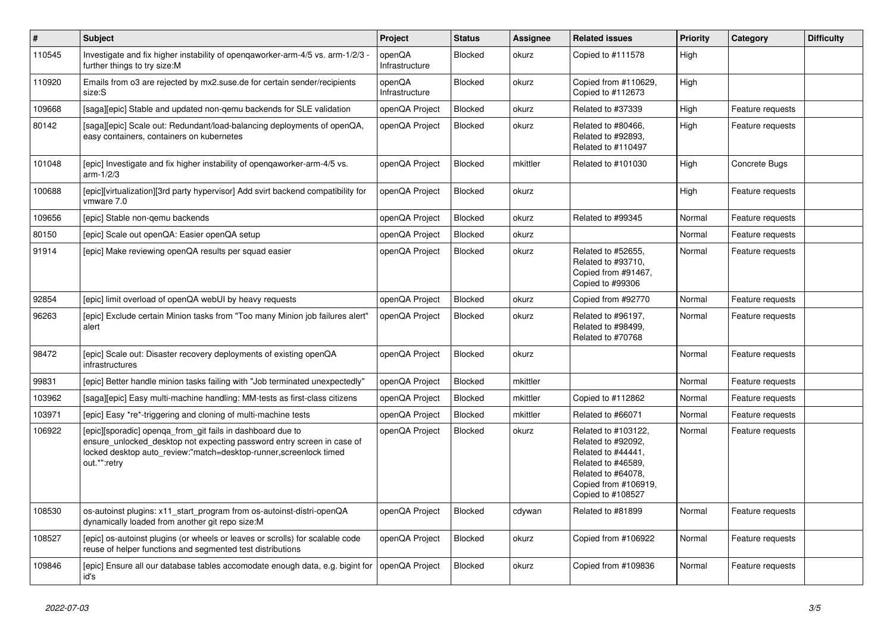| # | Subject | Project | Status | Assignee | Related issues | Priority | Category | Difficulty |
|---|---|---|---|---|---|---|---|---|
| 110545 | Investigate and fix higher instability of openqaworker-arm-4/5 vs. arm-1/2/3 - further things to try size:M | openQA Infrastructure | Blocked | okurz | Copied to #111578 | High | | |
| 110920 | Emails from o3 are rejected by mx2.suse.de for certain sender/recipients size:S | openQA Infrastructure | Blocked | okurz | Copied from #110629, Copied to #112673 | High | | |
| 109668 | [saga][epic] Stable and updated non-qemu backends for SLE validation | openQA Project | Blocked | okurz | Related to #37339 | High | Feature requests | |
| 80142 | [saga][epic] Scale out: Redundant/load-balancing deployments of openQA, easy containers, containers on kubernetes | openQA Project | Blocked | okurz | Related to #80466, Related to #92893, Related to #110497 | High | Feature requests | |
| 101048 | [epic] Investigate and fix higher instability of openqaworker-arm-4/5 vs. arm-1/2/3 | openQA Project | Blocked | mkittler | Related to #101030 | High | Concrete Bugs | |
| 100688 | [epic][virtualization][3rd party hypervisor] Add svirt backend compatibility for vmware 7.0 | openQA Project | Blocked | okurz | | High | Feature requests | |
| 109656 | [epic] Stable non-qemu backends | openQA Project | Blocked | okurz | Related to #99345 | Normal | Feature requests | |
| 80150 | [epic] Scale out openQA: Easier openQA setup | openQA Project | Blocked | okurz | | Normal | Feature requests | |
| 91914 | [epic] Make reviewing openQA results per squad easier | openQA Project | Blocked | okurz | Related to #52655, Related to #93710, Copied from #91467, Copied to #99306 | Normal | Feature requests | |
| 92854 | [epic] limit overload of openQA webUI by heavy requests | openQA Project | Blocked | okurz | Copied from #92770 | Normal | Feature requests | |
| 96263 | [epic] Exclude certain Minion tasks from "Too many Minion job failures alert" alert | openQA Project | Blocked | okurz | Related to #96197, Related to #98499, Related to #70768 | Normal | Feature requests | |
| 98472 | [epic] Scale out: Disaster recovery deployments of existing openQA infrastructures | openQA Project | Blocked | okurz | | Normal | Feature requests | |
| 99831 | [epic] Better handle minion tasks failing with "Job terminated unexpectedly" | openQA Project | Blocked | mkittler | | Normal | Feature requests | |
| 103962 | [saga][epic] Easy multi-machine handling: MM-tests as first-class citizens | openQA Project | Blocked | mkittler | Copied to #112862 | Normal | Feature requests | |
| 103971 | [epic] Easy *re*-triggering and cloning of multi-machine tests | openQA Project | Blocked | mkittler | Related to #66071 | Normal | Feature requests | |
| 106922 | [epic][sporadic] openqa_from_git fails in dashboard due to ensure_unlocked_desktop not expecting password entry screen in case of locked desktop auto_review:"match=desktop-runner,screenlock timed out.*":retry | openQA Project | Blocked | okurz | Related to #103122, Related to #92092, Related to #44441, Related to #46589, Related to #64078, Copied from #106919, Copied to #108527 | Normal | Feature requests | |
| 108530 | os-autoinst plugins: x11_start_program from os-autoinst-distri-openQA dynamically loaded from another git repo size:M | openQA Project | Blocked | cdywan | Related to #81899 | Normal | Feature requests | |
| 108527 | [epic] os-autoinst plugins (or wheels or leaves or scrolls) for scalable code reuse of helper functions and segmented test distributions | openQA Project | Blocked | okurz | Copied from #106922 | Normal | Feature requests | |
| 109846 | [epic] Ensure all our database tables accomodate enough data, e.g. bigint for id's | openQA Project | Blocked | okurz | Copied from #109836 | Normal | Feature requests | |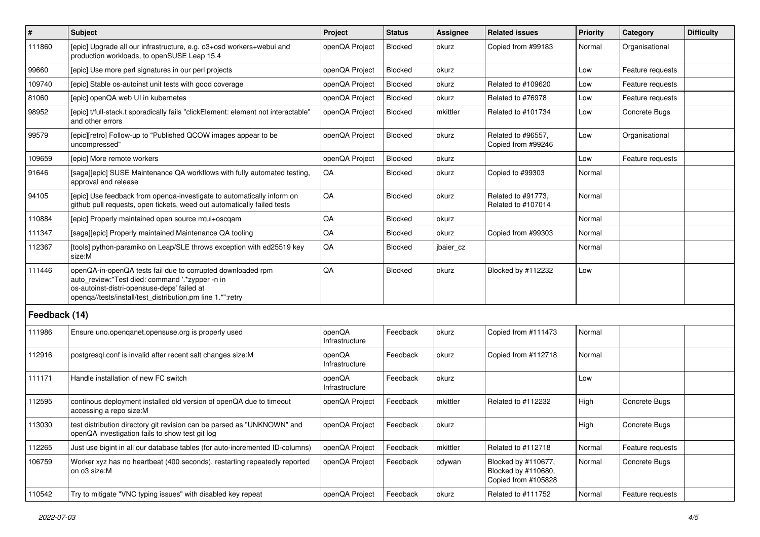| # | Subject | Project | Status | Assignee | Related issues | Priority | Category | Difficulty |
|---|---|---|---|---|---|---|---|---|
| 111860 | [epic] Upgrade all our infrastructure, e.g. o3+osd workers+webui and production workloads, to openSUSE Leap 15.4 | openQA Project | Blocked | okurz | Copied from #99183 | Normal | Organisational | |
| 99660 | [epic] Use more perl signatures in our perl projects | openQA Project | Blocked | okurz | | Low | Feature requests | |
| 109740 | [epic] Stable os-autoinst unit tests with good coverage | openQA Project | Blocked | okurz | Related to #109620 | Low | Feature requests | |
| 81060 | [epic] openQA web UI in kubernetes | openQA Project | Blocked | okurz | Related to #76978 | Low | Feature requests | |
| 98952 | [epic] t/full-stack.t sporadically fails "clickElement: element not interactable" and other errors | openQA Project | Blocked | mkittler | Related to #101734 | Low | Concrete Bugs | |
| 99579 | [epic][retro] Follow-up to "Published QCOW images appear to be uncompressed" | openQA Project | Blocked | okurz | Related to #96557, Copied from #99246 | Low | Organisational | |
| 109659 | [epic] More remote workers | openQA Project | Blocked | okurz | | Low | Feature requests | |
| 91646 | [saga][epic] SUSE Maintenance QA workflows with fully automated testing, approval and release | QA | Blocked | okurz | Copied to #99303 | Normal | | |
| 94105 | [epic] Use feedback from openqa-investigate to automatically inform on github pull requests, open tickets, weed out automatically failed tests | QA | Blocked | okurz | Related to #91773, Related to #107014 | Normal | | |
| 110884 | [epic] Properly maintained open source mtui+oscqam | QA | Blocked | okurz | | Normal | | |
| 111347 | [saga][epic] Properly maintained Maintenance QA tooling | QA | Blocked | okurz | Copied from #99303 | Normal | | |
| 112367 | [tools] python-paramiko on Leap/SLE throws exception with ed25519 key size:M | QA | Blocked | jbaier_cz | | Normal | | |
| 111446 | openQA-in-openQA tests fail due to corrupted downloaded rpm auto_review:"Test died: command '.*zypper -n in os-autoinst-distri-opensuse-deps' failed at openqa//tests/install/test_distribution.pm line 1.*":retry | QA | Blocked | okurz | Blocked by #112232 | Low | | |
| **Feedback (14)** | | | | | | | | |
| 111986 | Ensure uno.openqanet.opensuse.org is properly used | openQA Infrastructure | Feedback | okurz | Copied from #111473 | Normal | | |
| 112916 | postgresql.conf is invalid after recent salt changes size:M | openQA Infrastructure | Feedback | okurz | Copied from #112718 | Normal | | |
| 111171 | Handle installation of new FC switch | openQA Infrastructure | Feedback | okurz | | Low | | |
| 112595 | continous deployment installed old version of openQA due to timeout accessing a repo size:M | openQA Project | Feedback | mkittler | Related to #112232 | High | Concrete Bugs | |
| 113030 | test distribution directory git revision can be parsed as "UNKNOWN" and openQA investigation fails to show test git log | openQA Project | Feedback | okurz | | High | Concrete Bugs | |
| 112265 | Just use bigint in all our database tables (for auto-incremented ID-columns) | openQA Project | Feedback | mkittler | Related to #112718 | Normal | Feature requests | |
| 106759 | Worker xyz has no heartbeat (400 seconds), restarting repeatedly reported on o3 size:M | openQA Project | Feedback | cdywan | Blocked by #110677, Blocked by #110680, Copied from #105828 | Normal | Concrete Bugs | |
| 110542 | Try to mitigate "VNC typing issues" with disabled key repeat | openQA Project | Feedback | okurz | Related to #111752 | Normal | Feature requests | |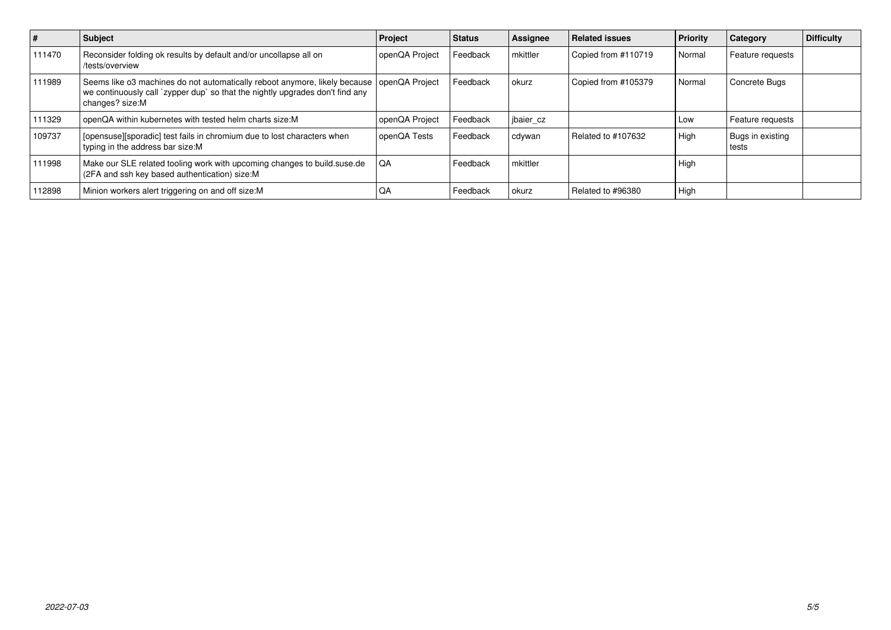| # | Subject | Project | Status | Assignee | Related issues | Priority | Category | Difficulty |
|---|---|---|---|---|---|---|---|---|
| 111470 | Reconsider folding ok results by default and/or uncollapse all on /tests/overview | openQA Project | Feedback | mkittler | Copied from #110719 | Normal | Feature requests | |
| 111989 | Seems like o3 machines do not automatically reboot anymore, likely because we continuously call `zypper dup` so that the nightly upgrades don't find any changes? size:M | openQA Project | Feedback | okurz | Copied from #105379 | Normal | Concrete Bugs | |
| 111329 | openQA within kubernetes with tested helm charts size:M | openQA Project | Feedback | jbaier_cz | | Low | Feature requests | |
| 109737 | [opensuse][sporadic] test fails in chromium due to lost characters when typing in the address bar size:M | openQA Tests | Feedback | cdywan | Related to #107632 | High | Bugs in existing tests | |
| 111998 | Make our SLE related tooling work with upcoming changes to build.suse.de (2FA and ssh key based authentication) size:M | QA | Feedback | mkittler | | High | | |
| 112898 | Minion workers alert triggering on and off size:M | QA | Feedback | okurz | Related to #96380 | High | | |

*2022-07-03*